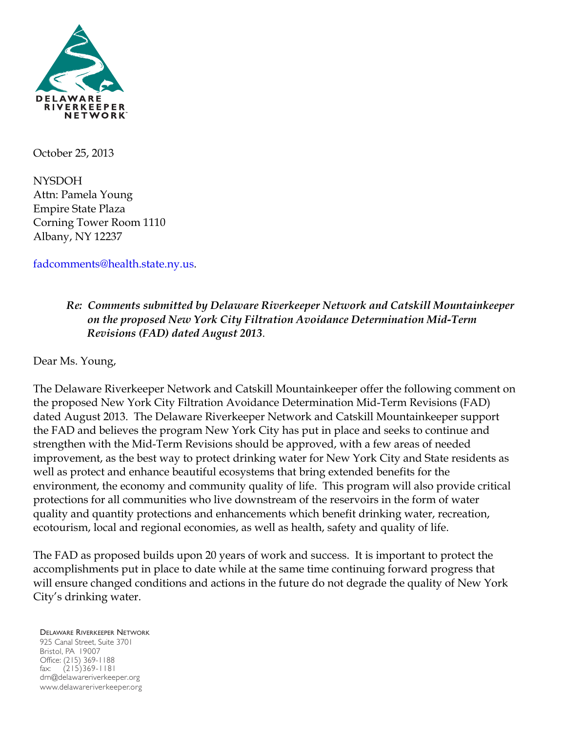DELAWARE RIVERKEEPER NETWORK

October 25, 2013

NYSDOH
Attn: Pamela Young
Empire State Plaza
Corning Tower Room 1110
Albany, NY 12237

fadcomments@health.state.ny.us.

***Re: Comments submitted by Delaware Riverkeeper Network and Catskill Mountainkeeper on the proposed New York City Filtration Avoidance Determination Mid-Term Revisions (FAD) dated August 2013*.**

Dear Ms. Young,

The Delaware Riverkeeper Network and Catskill Mountainkeeper offer the following comment on the proposed New York City Filtration Avoidance Determination Mid-Term Revisions (FAD) dated August 2013. The Delaware Riverkeeper Network and Catskill Mountainkeeper support the FAD and believes the program New York City has put in place and seeks to continue and strengthen with the Mid-Term Revisions should be approved, with a few areas of needed improvement, as the best way to protect drinking water for New York City and State residents as well as protect and enhance beautiful ecosystems that bring extended benefits for the environment, the economy and community quality of life. This program will also provide critical protections for all communities who live downstream of the reservoirs in the form of water quality and quantity protections and enhancements which benefit drinking water, recreation, ecotourism, local and regional economies, as well as health, safety and quality of life.

The FAD as proposed builds upon 20 years of work and success. It is important to protect the accomplishments put in place to date while at the same time continuing forward progress that will ensure changed conditions and actions in the future do not degrade the quality of New York City's drinking water.

DELAWARE RIVERKEEPER NETWORK
925 Canal Street, Suite 3701
Bristol, PA 19007
Office: (215) 369-1188
fax: (215)369-1181
drn@delawareriverkeeper.org
www.delawareriverkeeper.org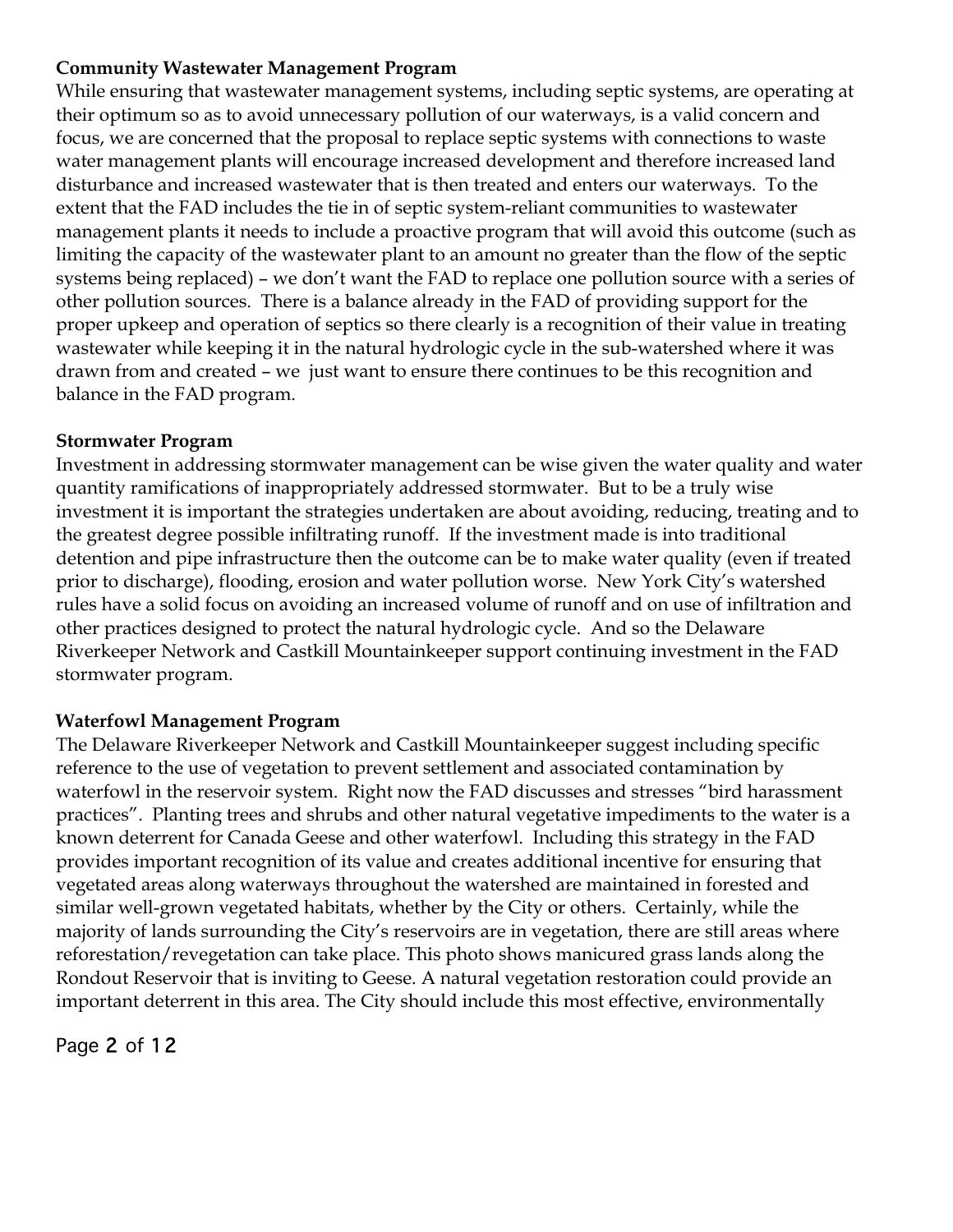**Community Wastewater Management Program**

While ensuring that wastewater management systems, including septic systems, are operating at their optimum so as to avoid unnecessary pollution of our waterways, is a valid concern and focus, we are concerned that the proposal to replace septic systems with connections to waste water management plants will encourage increased development and therefore increased land disturbance and increased wastewater that is then treated and enters our waterways. To the extent that the FAD includes the tie in of septic system-reliant communities to wastewater management plants it needs to include a proactive program that will avoid this outcome (such as limiting the capacity of the wastewater plant to an amount no greater than the flow of the septic systems being replaced) – we don't want the FAD to replace one pollution source with a series of other pollution sources. There is a balance already in the FAD of providing support for the proper upkeep and operation of septics so there clearly is a recognition of their value in treating wastewater while keeping it in the natural hydrologic cycle in the sub-watershed where it was drawn from and created – we just want to ensure there continues to be this recognition and balance in the FAD program.

**Stormwater Program**

Investment in addressing stormwater management can be wise given the water quality and water quantity ramifications of inappropriately addressed stormwater. But to be a truly wise investment it is important the strategies undertaken are about avoiding, reducing, treating and to the greatest degree possible infiltrating runoff. If the investment made is into traditional detention and pipe infrastructure then the outcome can be to make water quality (even if treated prior to discharge), flooding, erosion and water pollution worse. New York City's watershed rules have a solid focus on avoiding an increased volume of runoff and on use of infiltration and other practices designed to protect the natural hydrologic cycle. And so the Delaware Riverkeeper Network and Castkill Mountainkeeper support continuing investment in the FAD stormwater program.

**Waterfowl Management Program**

The Delaware Riverkeeper Network and Castkill Mountainkeeper suggest including specific reference to the use of vegetation to prevent settlement and associated contamination by waterfowl in the reservoir system. Right now the FAD discusses and stresses "bird harassment practices". Planting trees and shrubs and other natural vegetative impediments to the water is a known deterrent for Canada Geese and other waterfowl. Including this strategy in the FAD provides important recognition of its value and creates additional incentive for ensuring that vegetated areas along waterways throughout the watershed are maintained in forested and similar well-grown vegetated habitats, whether by the City or others. Certainly, while the majority of lands surrounding the City's reservoirs are in vegetation, there are still areas where reforestation/revegetation can take place. This photo shows manicured grass lands along the Rondout Reservoir that is inviting to Geese. A natural vegetation restoration could provide an important deterrent in this area. The City should include this most effective, environmentally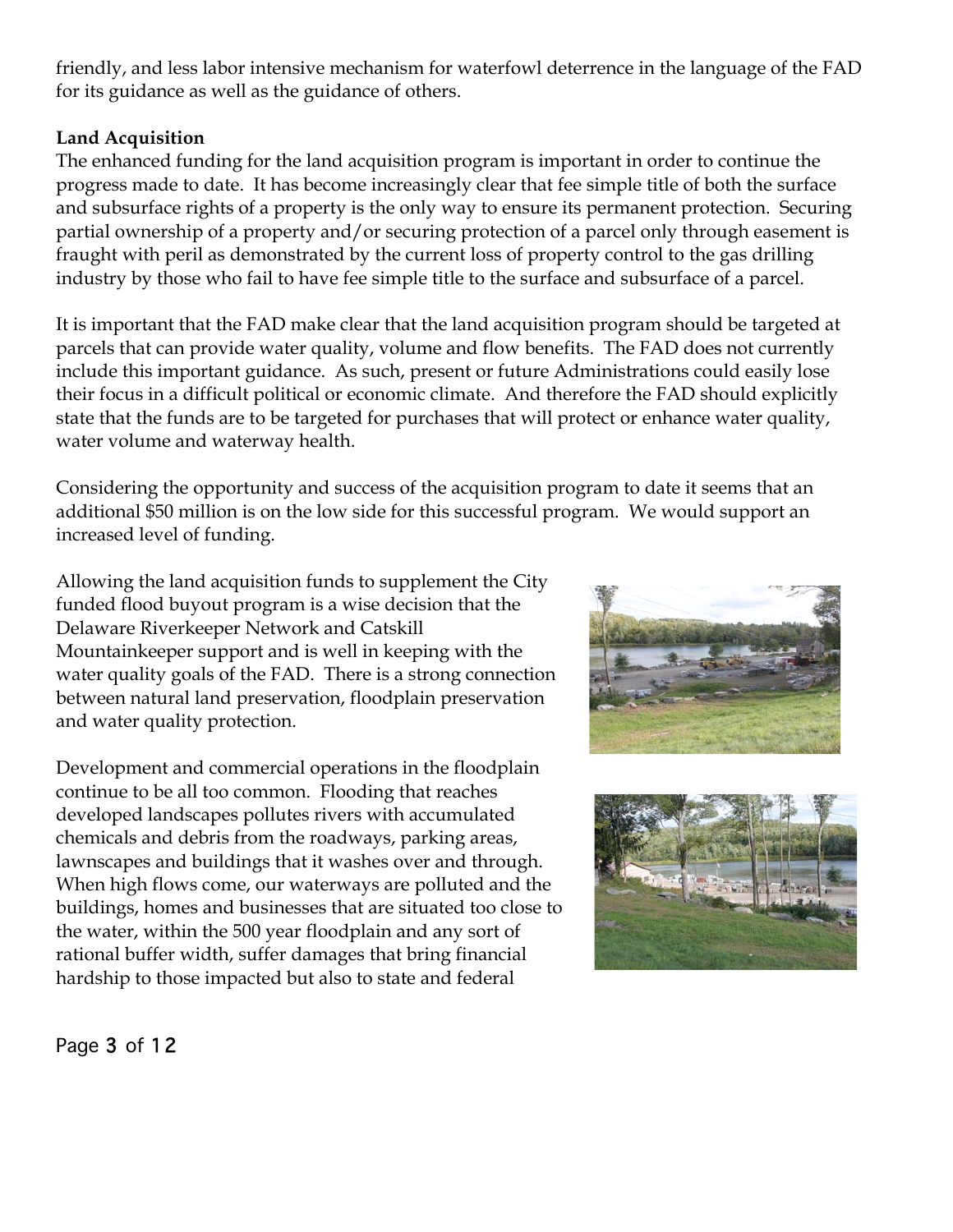friendly, and less labor intensive mechanism for waterfowl deterrence in the language of the FAD for its guidance as well as the guidance of others.

**Land Acquisition**

The enhanced funding for the land acquisition program is important in order to continue the progress made to date. It has become increasingly clear that fee simple title of both the surface and subsurface rights of a property is the only way to ensure its permanent protection. Securing partial ownership of a property and/or securing protection of a parcel only through easement is fraught with peril as demonstrated by the current loss of property control to the gas drilling industry by those who fail to have fee simple title to the surface and subsurface of a parcel.

It is important that the FAD make clear that the land acquisition program should be targeted at parcels that can provide water quality, volume and flow benefits. The FAD does not currently include this important guidance. As such, present or future Administrations could easily lose their focus in a difficult political or economic climate. And therefore the FAD should explicitly state that the funds are to be targeted for purchases that will protect or enhance water quality, water volume and waterway health.

Considering the opportunity and success of the acquisition program to date it seems that an additional $50 million is on the low side for this successful program. We would support an increased level of funding.

Allowing the land acquisition funds to supplement the City funded flood buyout program is a wise decision that the Delaware Riverkeeper Network and Catskill Mountainkeeper support and is well in keeping with the water quality goals of the FAD. There is a strong connection between natural land preservation, floodplain preservation and water quality protection.

Development and commercial operations in the floodplain continue to be all too common. Flooding that reaches developed landscapes pollutes rivers with accumulated chemicals and debris from the roadways, parking areas, lawnscapes and buildings that it washes over and through. When high flows come, our waterways are polluted and the buildings, homes and businesses that are situated too close to the water, within the 500 year floodplain and any sort of rational buffer width, suffer damages that bring financial hardship to those impacted but also to state and federal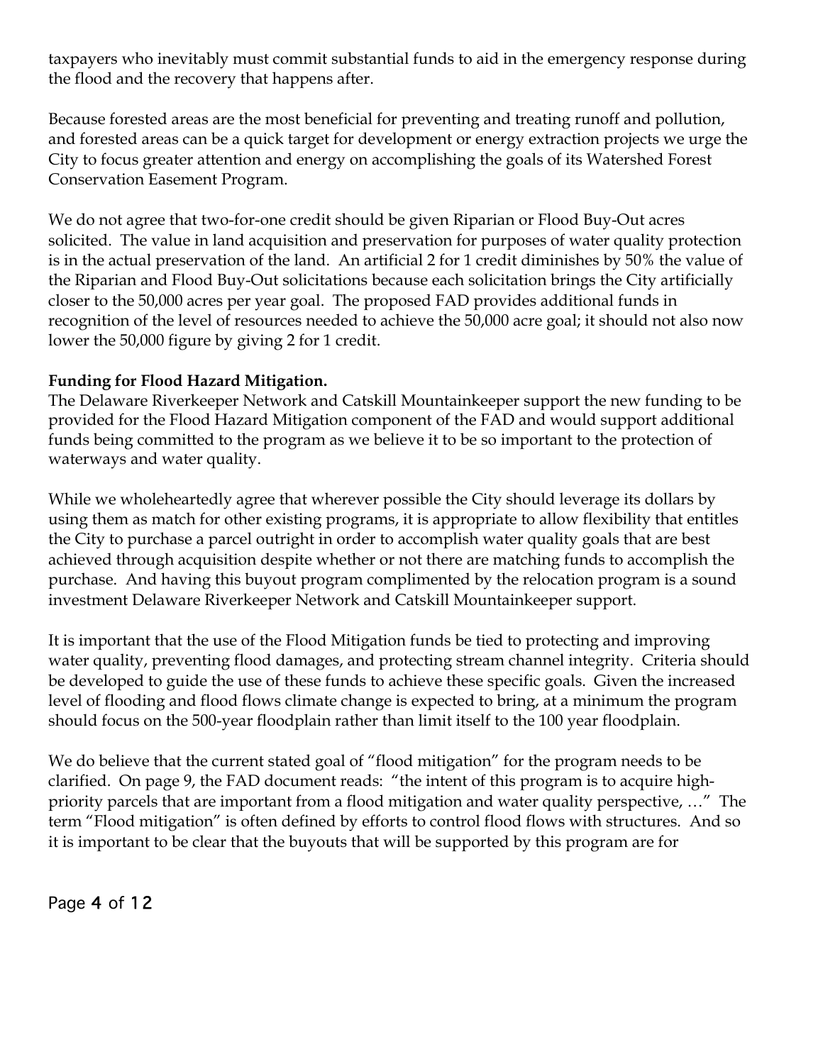taxpayers who inevitably must commit substantial funds to aid in the emergency response during the flood and the recovery that happens after.

Because forested areas are the most beneficial for preventing and treating runoff and pollution, and forested areas can be a quick target for development or energy extraction projects we urge the City to focus greater attention and energy on accomplishing the goals of its Watershed Forest Conservation Easement Program.

We do not agree that two-for-one credit should be given Riparian or Flood Buy-Out acres solicited. The value in land acquisition and preservation for purposes of water quality protection is in the actual preservation of the land. An artificial 2 for 1 credit diminishes by 50% the value of the Riparian and Flood Buy-Out solicitations because each solicitation brings the City artificially closer to the 50,000 acres per year goal. The proposed FAD provides additional funds in recognition of the level of resources needed to achieve the 50,000 acre goal; it should not also now lower the 50,000 figure by giving 2 for 1 credit.

**Funding for Flood Hazard Mitigation.**

The Delaware Riverkeeper Network and Catskill Mountainkeeper support the new funding to be provided for the Flood Hazard Mitigation component of the FAD and would support additional funds being committed to the program as we believe it to be so important to the protection of waterways and water quality.

While we wholeheartedly agree that wherever possible the City should leverage its dollars by using them as match for other existing programs, it is appropriate to allow flexibility that entitles the City to purchase a parcel outright in order to accomplish water quality goals that are best achieved through acquisition despite whether or not there are matching funds to accomplish the purchase. And having this buyout program complimented by the relocation program is a sound investment Delaware Riverkeeper Network and Catskill Mountainkeeper support.

It is important that the use of the Flood Mitigation funds be tied to protecting and improving water quality, preventing flood damages, and protecting stream channel integrity. Criteria should be developed to guide the use of these funds to achieve these specific goals. Given the increased level of flooding and flood flows climate change is expected to bring, at a minimum the program should focus on the 500-year floodplain rather than limit itself to the 100 year floodplain.

We do believe that the current stated goal of "flood mitigation" for the program needs to be clarified. On page 9, the FAD document reads: "the intent of this program is to acquire high-priority parcels that are important from a flood mitigation and water quality perspective, …" The term "Flood mitigation" is often defined by efforts to control flood flows with structures. And so it is important to be clear that the buyouts that will be supported by this program are for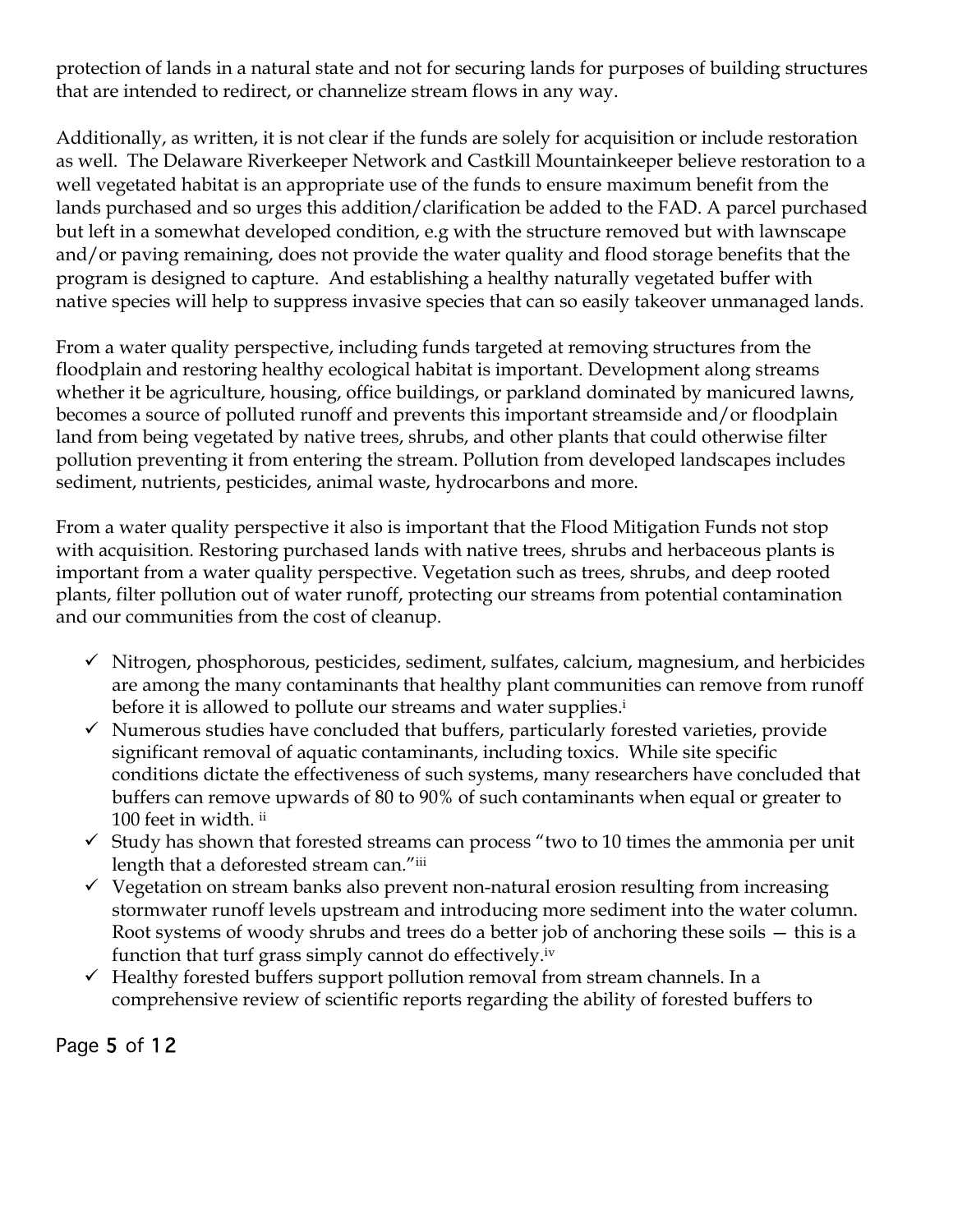protection of lands in a natural state and not for securing lands for purposes of building structures that are intended to redirect, or channelize stream flows in any way.

Additionally, as written, it is not clear if the funds are solely for acquisition or include restoration as well. The Delaware Riverkeeper Network and Castkill Mountainkeeper believe restoration to a well vegetated habitat is an appropriate use of the funds to ensure maximum benefit from the lands purchased and so urges this addition/clarification be added to the FAD. A parcel purchased but left in a somewhat developed condition, e.g with the structure removed but with lawnscape and/or paving remaining, does not provide the water quality and flood storage benefits that the program is designed to capture. And establishing a healthy naturally vegetated buffer with native species will help to suppress invasive species that can so easily takeover unmanaged lands.

From a water quality perspective, including funds targeted at removing structures from the floodplain and restoring healthy ecological habitat is important. Development along streams whether it be agriculture, housing, office buildings, or parkland dominated by manicured lawns, becomes a source of polluted runoff and prevents this important streamside and/or floodplain land from being vegetated by native trees, shrubs, and other plants that could otherwise filter pollution preventing it from entering the stream. Pollution from developed landscapes includes sediment, nutrients, pesticides, animal waste, hydrocarbons and more.

From a water quality perspective it also is important that the Flood Mitigation Funds not stop with acquisition. Restoring purchased lands with native trees, shrubs and herbaceous plants is important from a water quality perspective. Vegetation such as trees, shrubs, and deep rooted plants, filter pollution out of water runoff, protecting our streams from potential contamination and our communities from the cost of cleanup.

- ✓ Nitrogen, phosphorous, pesticides, sediment, sulfates, calcium, magnesium, and herbicides are among the many contaminants that healthy plant communities can remove from runoff before it is allowed to pollute our streams and water supplies.[i]
- ✓ Numerous studies have concluded that buffers, particularly forested varieties, provide significant removal of aquatic contaminants, including toxics. While site specific conditions dictate the effectiveness of such systems, many researchers have concluded that buffers can remove upwards of 80 to 90% of such contaminants when equal or greater to 100 feet in width. [ii]
- ✓ Study has shown that forested streams can process "two to 10 times the ammonia per unit length that a deforested stream can."[iii]
- ✓ Vegetation on stream banks also prevent non-natural erosion resulting from increasing stormwater runoff levels upstream and introducing more sediment into the water column. Root systems of woody shrubs and trees do a better job of anchoring these soils — this is a function that turf grass simply cannot do effectively.[iv]
- ✓ Healthy forested buffers support pollution removal from stream channels. In a comprehensive review of scientific reports regarding the ability of forested buffers to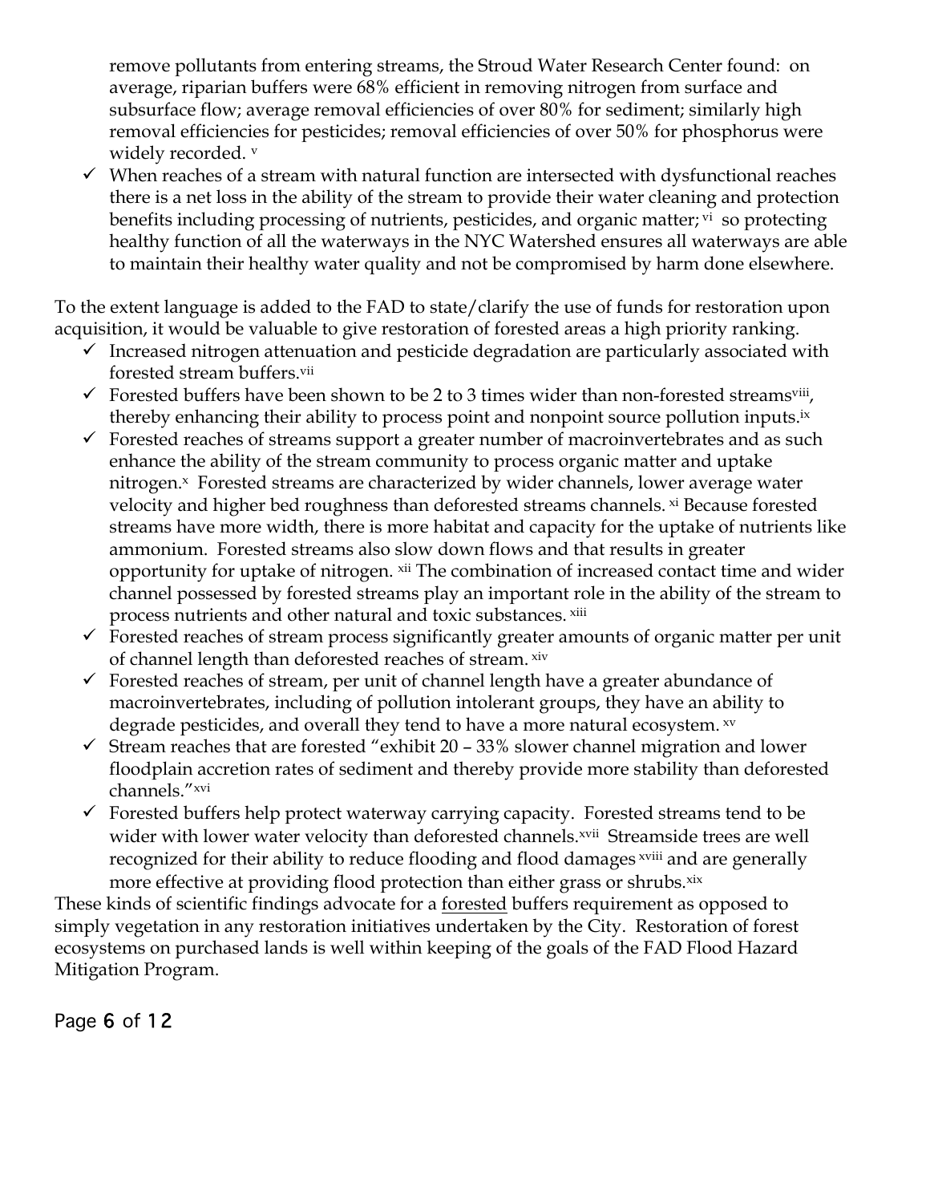remove pollutants from entering streams, the Stroud Water Research Center found: on average, riparian buffers were 68% efficient in removing nitrogen from surface and subsurface flow; average removal efficiencies of over 80% for sediment; similarly high removal efficiencies for pesticides; removal efficiencies of over 50% for phosphorus were widely recorded. [v]

- ✓ When reaches of a stream with natural function are intersected with dysfunctional reaches there is a net loss in the ability of the stream to provide their water cleaning and protection benefits including processing of nutrients, pesticides, and organic matter; [vi] so protecting healthy function of all the waterways in the NYC Watershed ensures all waterways are able to maintain their healthy water quality and not be compromised by harm done elsewhere.

To the extent language is added to the FAD to state/clarify the use of funds for restoration upon acquisition, it would be valuable to give restoration of forested areas a high priority ranking.

- ✓ Increased nitrogen attenuation and pesticide degradation are particularly associated with forested stream buffers.[vii]
- ✓ Forested buffers have been shown to be 2 to 3 times wider than non-forested streams[viii], thereby enhancing their ability to process point and nonpoint source pollution inputs.[ix]
- ✓ Forested reaches of streams support a greater number of macroinvertebrates and as such enhance the ability of the stream community to process organic matter and uptake nitrogen.[x] Forested streams are characterized by wider channels, lower average water velocity and higher bed roughness than deforested streams channels. [xi] Because forested streams have more width, there is more habitat and capacity for the uptake of nutrients like ammonium. Forested streams also slow down flows and that results in greater opportunity for uptake of nitrogen. [xii] The combination of increased contact time and wider channel possessed by forested streams play an important role in the ability of the stream to process nutrients and other natural and toxic substances. [xiii]
- ✓ Forested reaches of stream process significantly greater amounts of organic matter per unit of channel length than deforested reaches of stream. [xiv]
- ✓ Forested reaches of stream, per unit of channel length have a greater abundance of macroinvertebrates, including of pollution intolerant groups, they have an ability to degrade pesticides, and overall they tend to have a more natural ecosystem. [xv]
- ✓ Stream reaches that are forested "exhibit 20 – 33% slower channel migration and lower floodplain accretion rates of sediment and thereby provide more stability than deforested channels."[xvi]
- ✓ Forested buffers help protect waterway carrying capacity. Forested streams tend to be wider with lower water velocity than deforested channels.[xvii] Streamside trees are well recognized for their ability to reduce flooding and flood damages [xviii] and are generally more effective at providing flood protection than either grass or shrubs.[xix]

These kinds of scientific findings advocate for a <u>forested</u> buffers requirement as opposed to simply vegetation in any restoration initiatives undertaken by the City. Restoration of forest ecosystems on purchased lands is well within keeping of the goals of the FAD Flood Hazard Mitigation Program.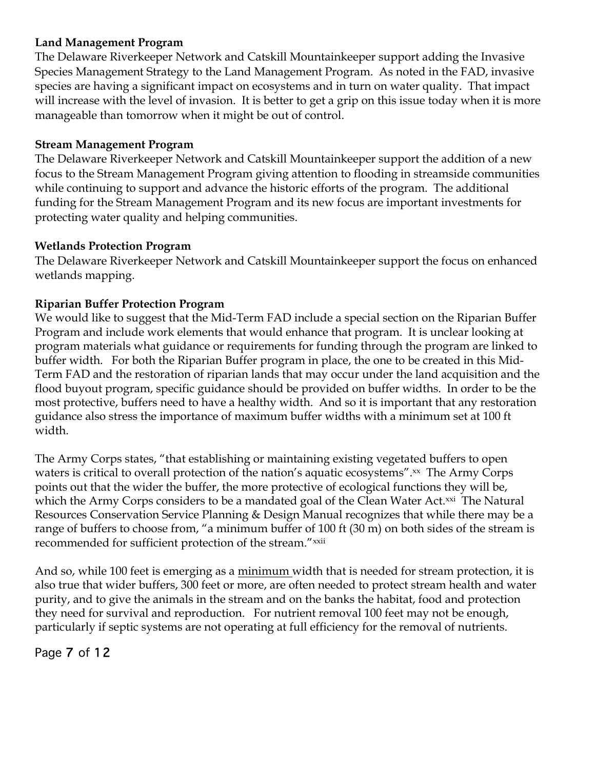**Land Management Program**

The Delaware Riverkeeper Network and Catskill Mountainkeeper support adding the Invasive Species Management Strategy to the Land Management Program. As noted in the FAD, invasive species are having a significant impact on ecosystems and in turn on water quality. That impact will increase with the level of invasion. It is better to get a grip on this issue today when it is more manageable than tomorrow when it might be out of control.

**Stream Management Program**

The Delaware Riverkeeper Network and Catskill Mountainkeeper support the addition of a new focus to the Stream Management Program giving attention to flooding in streamside communities while continuing to support and advance the historic efforts of the program. The additional funding for the Stream Management Program and its new focus are important investments for protecting water quality and helping communities.

**Wetlands Protection Program**

The Delaware Riverkeeper Network and Catskill Mountainkeeper support the focus on enhanced wetlands mapping.

**Riparian Buffer Protection Program**

We would like to suggest that the Mid-Term FAD include a special section on the Riparian Buffer Program and include work elements that would enhance that program. It is unclear looking at program materials what guidance or requirements for funding through the program are linked to buffer width. For both the Riparian Buffer program in place, the one to be created in this Mid-Term FAD and the restoration of riparian lands that may occur under the land acquisition and the flood buyout program, specific guidance should be provided on buffer widths. In order to be the most protective, buffers need to have a healthy width. And so it is important that any restoration guidance also stress the importance of maximum buffer widths with a minimum set at 100 ft width.

The Army Corps states, "that establishing or maintaining existing vegetated buffers to open waters is critical to overall protection of the nation's aquatic ecosystems".[xx] The Army Corps points out that the wider the buffer, the more protective of ecological functions they will be, which the Army Corps considers to be a mandated goal of the Clean Water Act.[xxi] The Natural Resources Conservation Service Planning & Design Manual recognizes that while there may be a range of buffers to choose from, "a minimum buffer of 100 ft (30 m) on both sides of the stream is recommended for sufficient protection of the stream."[xxii]

And so, while 100 feet is emerging as a <u>minimum</u> width that is needed for stream protection, it is also true that wider buffers, 300 feet or more, are often needed to protect stream health and water purity, and to give the animals in the stream and on the banks the habitat, food and protection they need for survival and reproduction. For nutrient removal 100 feet may not be enough, particularly if septic systems are not operating at full efficiency for the removal of nutrients.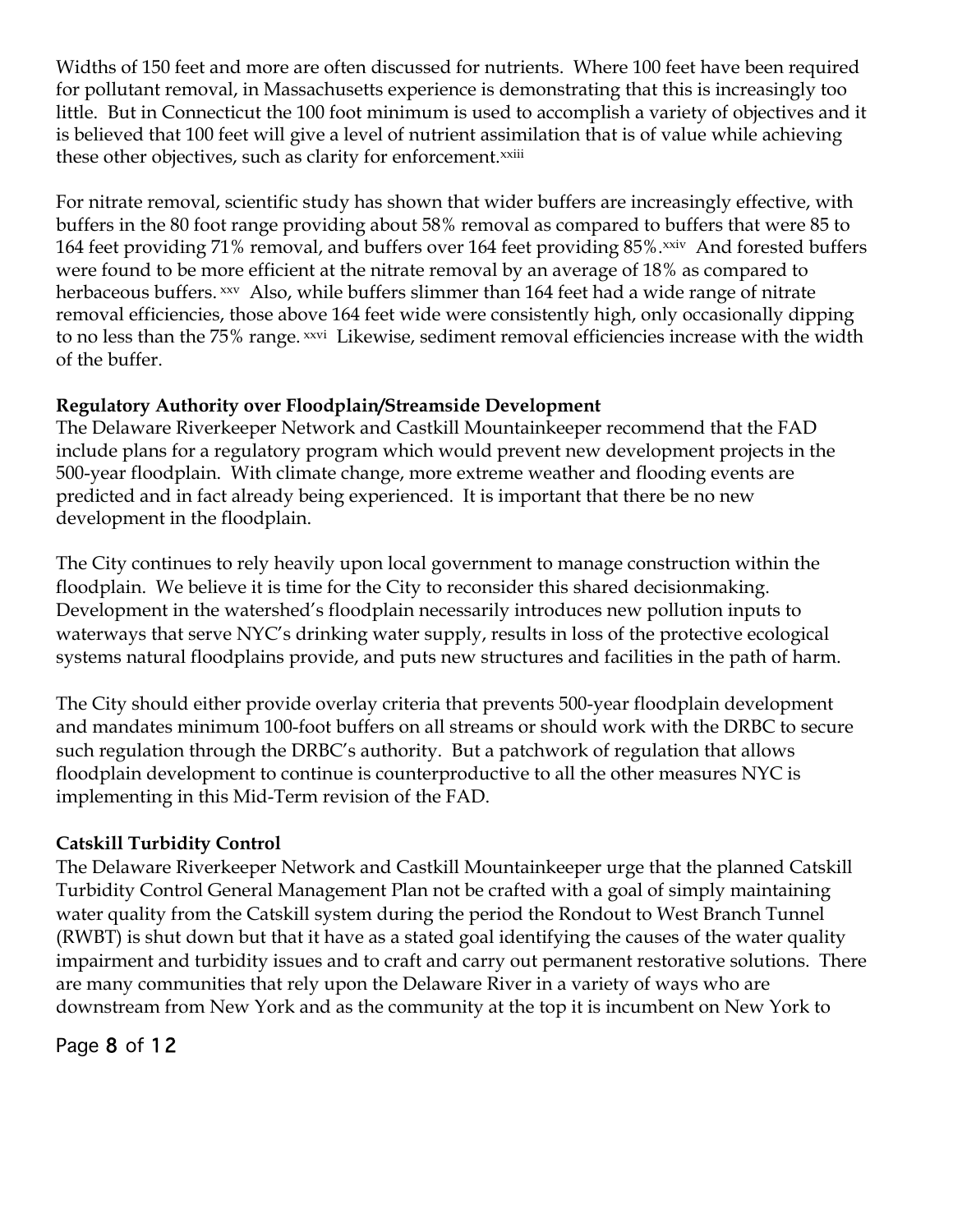Widths of 150 feet and more are often discussed for nutrients. Where 100 feet have been required for pollutant removal, in Massachusetts experience is demonstrating that this is increasingly too little. But in Connecticut the 100 foot minimum is used to accomplish a variety of objectives and it is believed that 100 feet will give a level of nutrient assimilation that is of value while achieving these other objectives, such as clarity for enforcement.[xxiii]

For nitrate removal, scientific study has shown that wider buffers are increasingly effective, with buffers in the 80 foot range providing about 58% removal as compared to buffers that were 85 to 164 feet providing 71% removal, and buffers over 164 feet providing 85%.[xxiv] And forested buffers were found to be more efficient at the nitrate removal by an average of 18% as compared to herbaceous buffers.[xxv] Also, while buffers slimmer than 164 feet had a wide range of nitrate removal efficiencies, those above 164 feet wide were consistently high, only occasionally dipping to no less than the 75% range.[xxvi] Likewise, sediment removal efficiencies increase with the width of the buffer.

**Regulatory Authority over Floodplain/Streamside Development**

The Delaware Riverkeeper Network and Castkill Mountainkeeper recommend that the FAD include plans for a regulatory program which would prevent new development projects in the 500-year floodplain. With climate change, more extreme weather and flooding events are predicted and in fact already being experienced. It is important that there be no new development in the floodplain.

The City continues to rely heavily upon local government to manage construction within the floodplain. We believe it is time for the City to reconsider this shared decisionmaking. Development in the watershed's floodplain necessarily introduces new pollution inputs to waterways that serve NYC's drinking water supply, results in loss of the protective ecological systems natural floodplains provide, and puts new structures and facilities in the path of harm.

The City should either provide overlay criteria that prevents 500-year floodplain development and mandates minimum 100-foot buffers on all streams or should work with the DRBC to secure such regulation through the DRBC's authority. But a patchwork of regulation that allows floodplain development to continue is counterproductive to all the other measures NYC is implementing in this Mid-Term revision of the FAD.

**Catskill Turbidity Control**

The Delaware Riverkeeper Network and Castkill Mountainkeeper urge that the planned Catskill Turbidity Control General Management Plan not be crafted with a goal of simply maintaining water quality from the Catskill system during the period the Rondout to West Branch Tunnel (RWBT) is shut down but that it have as a stated goal identifying the causes of the water quality impairment and turbidity issues and to craft and carry out permanent restorative solutions. There are many communities that rely upon the Delaware River in a variety of ways who are downstream from New York and as the community at the top it is incumbent on New York to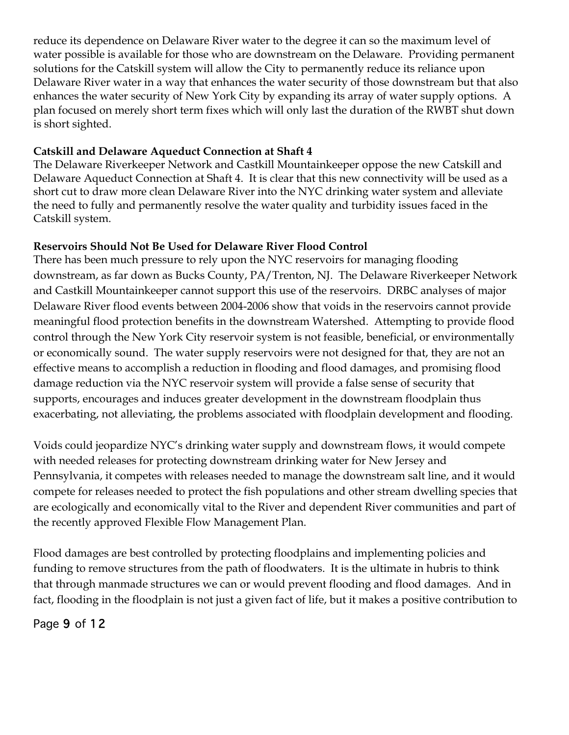reduce its dependence on Delaware River water to the degree it can so the maximum level of water possible is available for those who are downstream on the Delaware. Providing permanent solutions for the Catskill system will allow the City to permanently reduce its reliance upon Delaware River water in a way that enhances the water security of those downstream but that also enhances the water security of New York City by expanding its array of water supply options. A plan focused on merely short term fixes which will only last the duration of the RWBT shut down is short sighted.

**Catskill and Delaware Aqueduct Connection at Shaft 4**

The Delaware Riverkeeper Network and Castkill Mountainkeeper oppose the new Catskill and Delaware Aqueduct Connection at Shaft 4. It is clear that this new connectivity will be used as a short cut to draw more clean Delaware River into the NYC drinking water system and alleviate the need to fully and permanently resolve the water quality and turbidity issues faced in the Catskill system.

**Reservoirs Should Not Be Used for Delaware River Flood Control**

There has been much pressure to rely upon the NYC reservoirs for managing flooding downstream, as far down as Bucks County, PA/Trenton, NJ. The Delaware Riverkeeper Network and Castkill Mountainkeeper cannot support this use of the reservoirs. DRBC analyses of major Delaware River flood events between 2004-2006 show that voids in the reservoirs cannot provide meaningful flood protection benefits in the downstream Watershed. Attempting to provide flood control through the New York City reservoir system is not feasible, beneficial, or environmentally or economically sound. The water supply reservoirs were not designed for that, they are not an effective means to accomplish a reduction in flooding and flood damages, and promising flood damage reduction via the NYC reservoir system will provide a false sense of security that supports, encourages and induces greater development in the downstream floodplain thus exacerbating, not alleviating, the problems associated with floodplain development and flooding.

Voids could jeopardize NYC's drinking water supply and downstream flows, it would compete with needed releases for protecting downstream drinking water for New Jersey and Pennsylvania, it competes with releases needed to manage the downstream salt line, and it would compete for releases needed to protect the fish populations and other stream dwelling species that are ecologically and economically vital to the River and dependent River communities and part of the recently approved Flexible Flow Management Plan.

Flood damages are best controlled by protecting floodplains and implementing policies and funding to remove structures from the path of floodwaters. It is the ultimate in hubris to think that through manmade structures we can or would prevent flooding and flood damages. And in fact, flooding in the floodplain is not just a given fact of life, but it makes a positive contribution to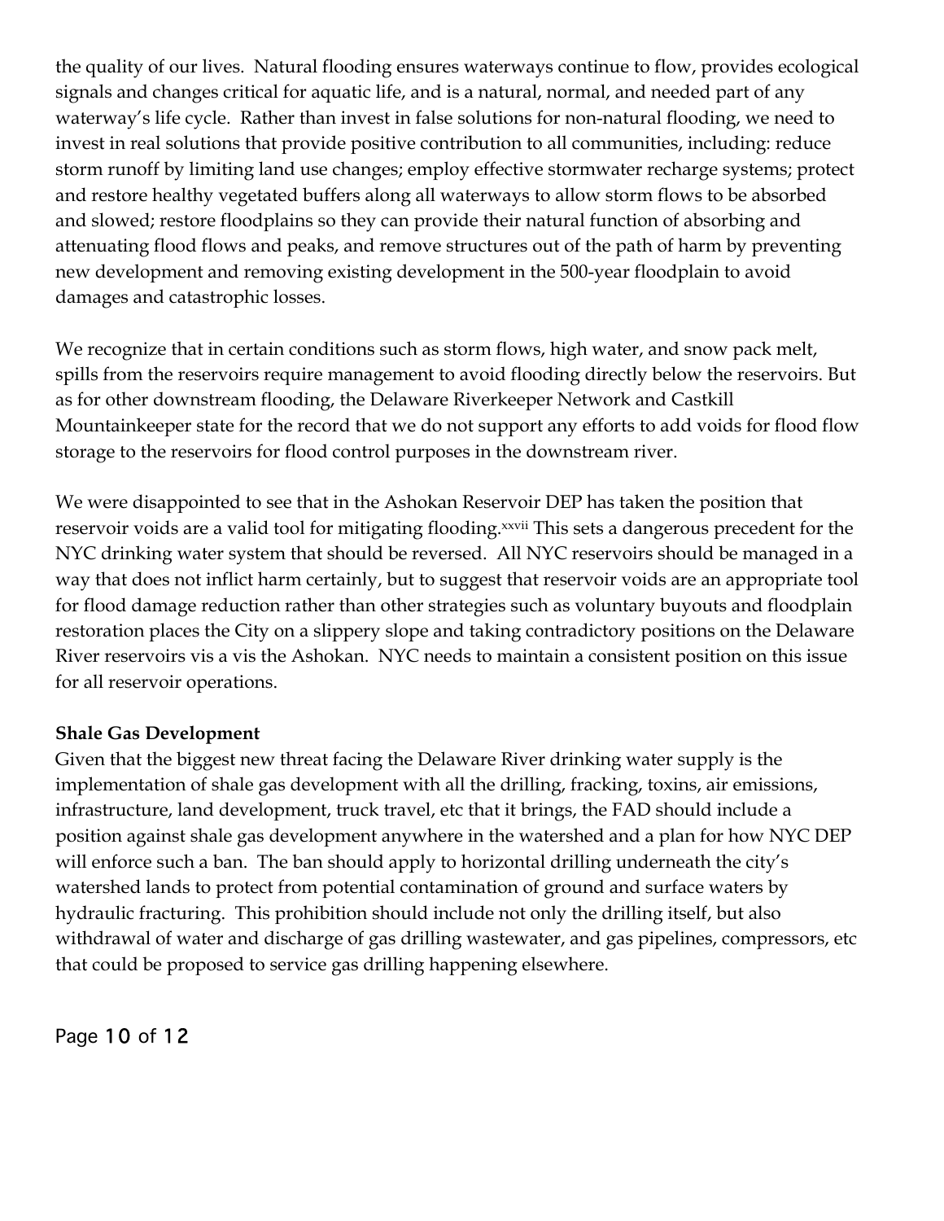the quality of our lives. Natural flooding ensures waterways continue to flow, provides ecological signals and changes critical for aquatic life, and is a natural, normal, and needed part of any waterway's life cycle. Rather than invest in false solutions for non-natural flooding, we need to invest in real solutions that provide positive contribution to all communities, including: reduce storm runoff by limiting land use changes; employ effective stormwater recharge systems; protect and restore healthy vegetated buffers along all waterways to allow storm flows to be absorbed and slowed; restore floodplains so they can provide their natural function of absorbing and attenuating flood flows and peaks, and remove structures out of the path of harm by preventing new development and removing existing development in the 500-year floodplain to avoid damages and catastrophic losses.

We recognize that in certain conditions such as storm flows, high water, and snow pack melt, spills from the reservoirs require management to avoid flooding directly below the reservoirs. But as for other downstream flooding, the Delaware Riverkeeper Network and Castkill Mountainkeeper state for the record that we do not support any efforts to add voids for flood flow storage to the reservoirs for flood control purposes in the downstream river.

We were disappointed to see that in the Ashokan Reservoir DEP has taken the position that reservoir voids are a valid tool for mitigating flooding.[xxvii] This sets a dangerous precedent for the NYC drinking water system that should be reversed. All NYC reservoirs should be managed in a way that does not inflict harm certainly, but to suggest that reservoir voids are an appropriate tool for flood damage reduction rather than other strategies such as voluntary buyouts and floodplain restoration places the City on a slippery slope and taking contradictory positions on the Delaware River reservoirs vis a vis the Ashokan. NYC needs to maintain a consistent position on this issue for all reservoir operations.

**Shale Gas Development**

Given that the biggest new threat facing the Delaware River drinking water supply is the implementation of shale gas development with all the drilling, fracking, toxins, air emissions, infrastructure, land development, truck travel, etc that it brings, the FAD should include a position against shale gas development anywhere in the watershed and a plan for how NYC DEP will enforce such a ban. The ban should apply to horizontal drilling underneath the city's watershed lands to protect from potential contamination of ground and surface waters by hydraulic fracturing. This prohibition should include not only the drilling itself, but also withdrawal of water and discharge of gas drilling wastewater, and gas pipelines, compressors, etc that could be proposed to service gas drilling happening elsewhere.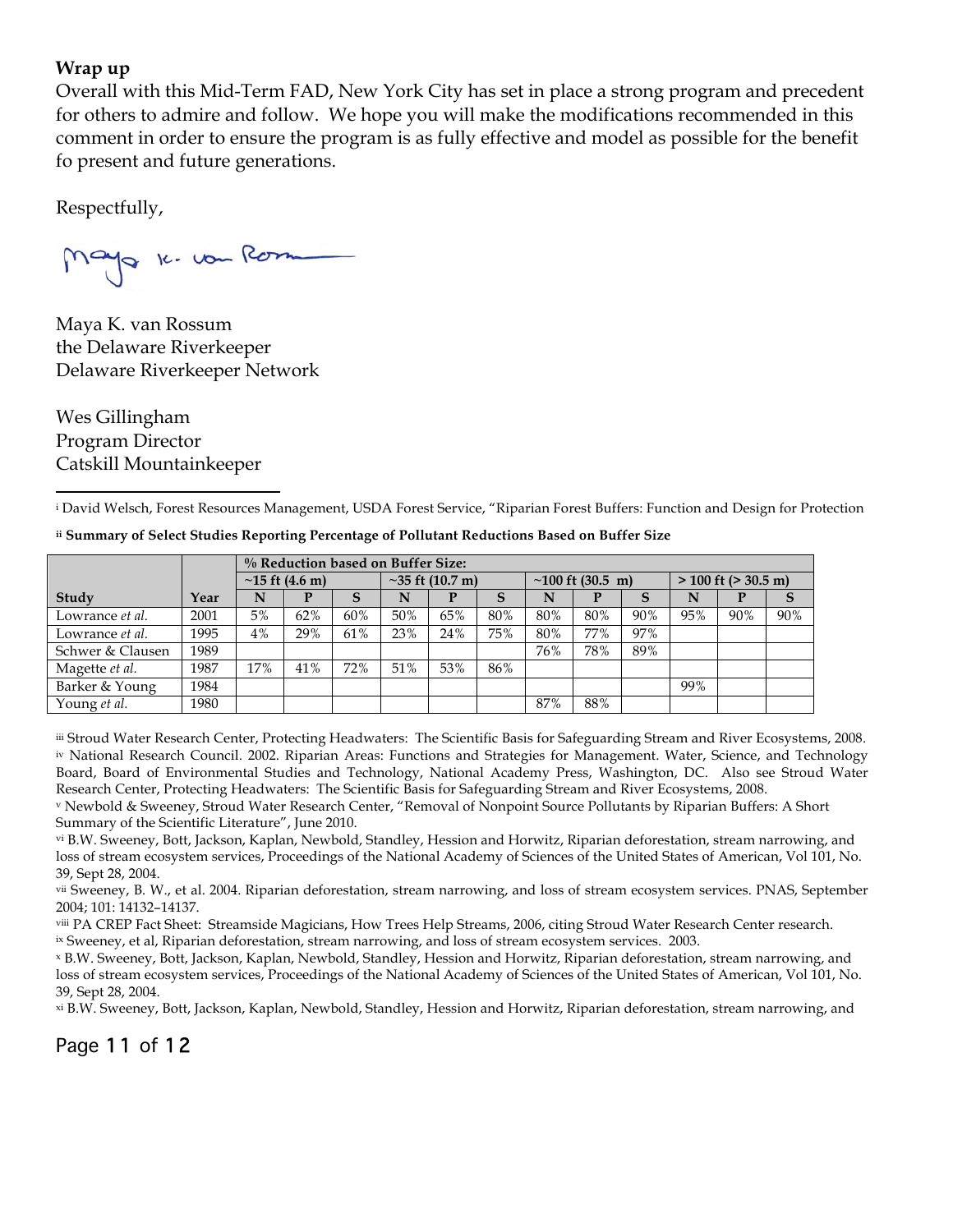**Wrap up**

Overall with this Mid-Term FAD, New York City has set in place a strong program and precedent for others to admire and follow. We hope you will make the modifications recommended in this comment in order to ensure the program is as fully effective and model as possible for the benefit fo present and future generations.

Respectfully,

Maya K. van Rossum
the Delaware Riverkeeper
Delaware Riverkeeper Network

Wes Gillingham
Program Director
Catskill Mountainkeeper

---

[i] David Welsch, Forest Resources Management, USDA Forest Service, "Riparian Forest Buffers: Function and Design for Protection

[ii] **Summary of Select Studies Reporting Percentage of Pollutant Reductions Based on Buffer Size**

| | | % Reduction based on Buffer Size: | | | | | | | | | | | |
|---|---|---|---|---|---|---|---|---|---|---|---|---|---|
| | | ~15 ft (4.6 m) | | | ~35 ft (10.7 m) | | | ~100 ft (30.5 m) | | | > 100 ft (> 30.5 m) | | |
| **Study** | **Year** | **N** | **P** | **S** | **N** | **P** | **S** | **N** | **P** | **S** | **N** | **P** | **S** |
| Lowrance *et al.* | 2001 | 5% | 62% | 60% | 50% | 65% | 80% | 80% | 80% | 90% | 95% | 90% | 90% |
| Lowrance *et al.* | 1995 | 4% | 29% | 61% | 23% | 24% | 75% | 80% | 77% | 97% | | | |
| Schwer & Clausen | 1989 | | | | | | | 76% | 78% | 89% | | | |
| Magette *et al.* | 1987 | 17% | 41% | 72% | 51% | 53% | 86% | | | | | | |
| Barker & Young | 1984 | | | | | | | | | | 99% | | |
| Young *et al.* | 1980 | | | | | | | 87% | 88% | | | | |

[iii] Stroud Water Research Center, Protecting Headwaters: The Scientific Basis for Safeguarding Stream and River Ecosystems, 2008.

[iv] National Research Council. 2002. Riparian Areas: Functions and Strategies for Management. Water, Science, and Technology Board, Board of Environmental Studies and Technology, National Academy Press, Washington, DC. Also see Stroud Water Research Center, Protecting Headwaters: The Scientific Basis for Safeguarding Stream and River Ecosystems, 2008.

[v] Newbold & Sweeney, Stroud Water Research Center, "Removal of Nonpoint Source Pollutants by Riparian Buffers: A Short Summary of the Scientific Literature", June 2010.

[vi] B.W. Sweeney, Bott, Jackson, Kaplan, Newbold, Standley, Hession and Horwitz, Riparian deforestation, stream narrowing, and loss of stream ecosystem services, Proceedings of the National Academy of Sciences of the United States of American, Vol 101, No. 39, Sept 28, 2004.

[vii] Sweeney, B. W., et al. 2004. Riparian deforestation, stream narrowing, and loss of stream ecosystem services. PNAS, September 2004; 101: 14132–14137.

[viii] PA CREP Fact Sheet: Streamside Magicians, How Trees Help Streams, 2006, citing Stroud Water Research Center research.

[ix] Sweeney, et al, Riparian deforestation, stream narrowing, and loss of stream ecosystem services. 2003.

[x] B.W. Sweeney, Bott, Jackson, Kaplan, Newbold, Standley, Hession and Horwitz, Riparian deforestation, stream narrowing, and loss of stream ecosystem services, Proceedings of the National Academy of Sciences of the United States of American, Vol 101, No. 39, Sept 28, 2004.

[xi] B.W. Sweeney, Bott, Jackson, Kaplan, Newbold, Standley, Hession and Horwitz, Riparian deforestation, stream narrowing, and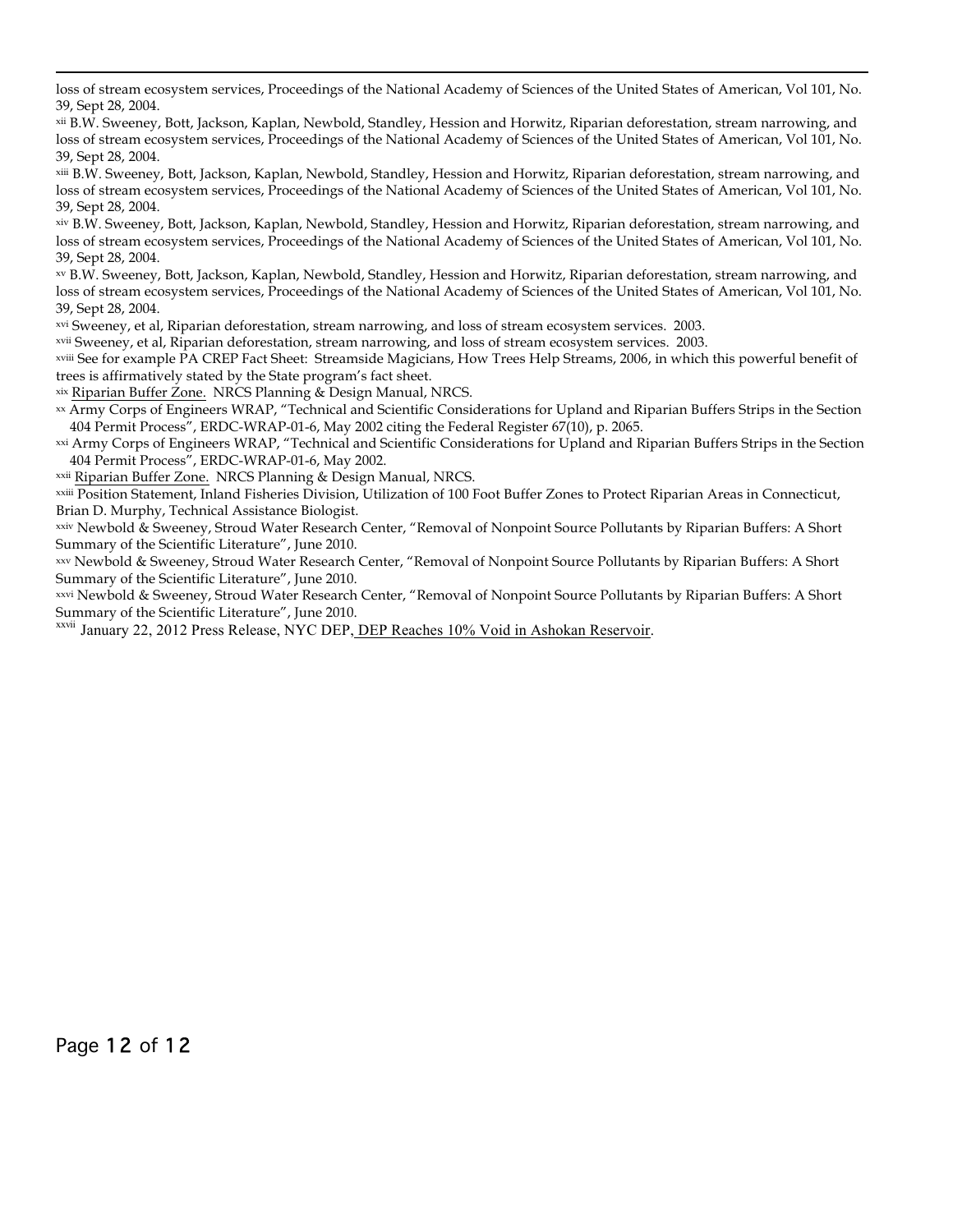loss of stream ecosystem services, Proceedings of the National Academy of Sciences of the United States of American, Vol 101, No. 39, Sept 28, 2004.

[xii] B.W. Sweeney, Bott, Jackson, Kaplan, Newbold, Standley, Hession and Horwitz, Riparian deforestation, stream narrowing, and loss of stream ecosystem services, Proceedings of the National Academy of Sciences of the United States of American, Vol 101, No. 39, Sept 28, 2004.

[xiii] B.W. Sweeney, Bott, Jackson, Kaplan, Newbold, Standley, Hession and Horwitz, Riparian deforestation, stream narrowing, and loss of stream ecosystem services, Proceedings of the National Academy of Sciences of the United States of American, Vol 101, No. 39, Sept 28, 2004.

[xiv] B.W. Sweeney, Bott, Jackson, Kaplan, Newbold, Standley, Hession and Horwitz, Riparian deforestation, stream narrowing, and loss of stream ecosystem services, Proceedings of the National Academy of Sciences of the United States of American, Vol 101, No. 39, Sept 28, 2004.

[xv] B.W. Sweeney, Bott, Jackson, Kaplan, Newbold, Standley, Hession and Horwitz, Riparian deforestation, stream narrowing, and loss of stream ecosystem services, Proceedings of the National Academy of Sciences of the United States of American, Vol 101, No. 39, Sept 28, 2004.

[xvi] Sweeney, et al, Riparian deforestation, stream narrowing, and loss of stream ecosystem services. 2003.

[xvii] Sweeney, et al, Riparian deforestation, stream narrowing, and loss of stream ecosystem services. 2003.

[xviii] See for example PA CREP Fact Sheet: Streamside Magicians, How Trees Help Streams, 2006, in which this powerful benefit of trees is affirmatively stated by the State program's fact sheet.

[xix] Riparian Buffer Zone. NRCS Planning & Design Manual, NRCS.

[xx] Army Corps of Engineers WRAP, "Technical and Scientific Considerations for Upland and Riparian Buffers Strips in the Section 404 Permit Process", ERDC-WRAP-01-6, May 2002 citing the Federal Register 67(10), p. 2065.

[xxi] Army Corps of Engineers WRAP, "Technical and Scientific Considerations for Upland and Riparian Buffers Strips in the Section 404 Permit Process", ERDC-WRAP-01-6, May 2002.

[xxii] Riparian Buffer Zone. NRCS Planning & Design Manual, NRCS.

[xxiii] Position Statement, Inland Fisheries Division, Utilization of 100 Foot Buffer Zones to Protect Riparian Areas in Connecticut, Brian D. Murphy, Technical Assistance Biologist.

[xxiv] Newbold & Sweeney, Stroud Water Research Center, "Removal of Nonpoint Source Pollutants by Riparian Buffers: A Short Summary of the Scientific Literature", June 2010.

[xxv] Newbold & Sweeney, Stroud Water Research Center, "Removal of Nonpoint Source Pollutants by Riparian Buffers: A Short Summary of the Scientific Literature", June 2010.

[xxvi] Newbold & Sweeney, Stroud Water Research Center, "Removal of Nonpoint Source Pollutants by Riparian Buffers: A Short Summary of the Scientific Literature", June 2010.

[xxvii] January 22, 2012 Press Release, NYC DEP, DEP Reaches 10% Void in Ashokan Reservoir.